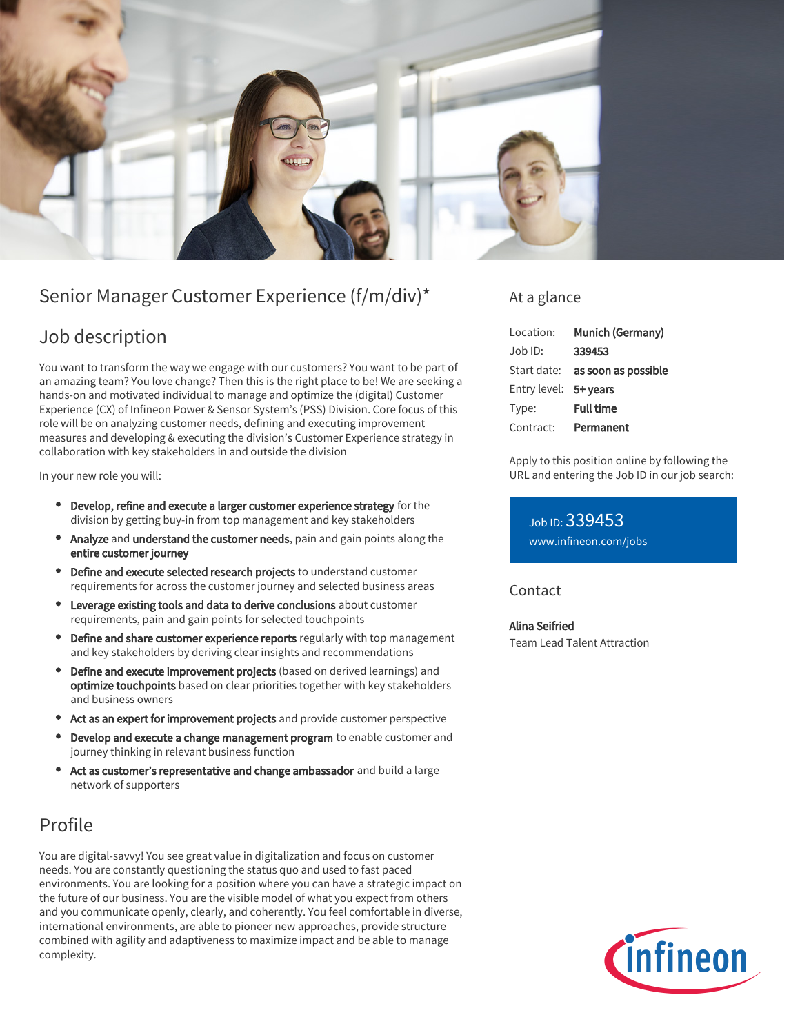# Senior Manager Customer Experience (f/m/div)*

## Job description

You want to transform the way we engage with our customers? You want to be part of an amazing team? You love change? Then this is the right place to be! We are seeking a hands-on and motivated individual to manage and optimize the (digital) Customer Experience (CX) of Infineon Power & Sensor System's (PSS) Division. Core focus of this role will be on analyzing customer needs, defining and executing improvement measures and developing & executing the division's Customer Experience strategy in collaboration with key stakeholders in and outside the division

In your new role you will:

- **Develop, refine and execute a larger customer experience strategy** for the division by getting buy-in from top management and key stakeholders
- **Analyze** and **understand the customer needs**, pain and gain points along the **entire customer journey**
- **Define and execute selected research projects** to understand customer requirements for across the customer journey and selected business areas
- **Leverage existing tools and data to derive conclusions** about customer requirements, pain and gain points for selected touchpoints
- **Define and share customer experience reports** regularly with top management and key stakeholders by deriving clear insights and recommendations
- **Define and execute improvement projects** (based on derived learnings) and **optimize touchpoints** based on clear priorities together with key stakeholders and business owners
- **Act as an expert for improvement projects** and provide customer perspective
- **Develop and execute a change management program** to enable customer and journey thinking in relevant business function
- **Act as customer's representative and change ambassador** and build a large network of supporters

## Profile

You are digital-savvy! You see great value in digitalization and focus on customer needs. You are constantly questioning the status quo and used to fast paced environments. You are looking for a position where you can have a strategic impact on the future of our business. You are the visible model of what you expect from others and you communicate openly, clearly, and coherently. You feel comfortable in diverse, international environments, are able to pioneer new approaches, provide structure combined with agility and adaptiveness to maximize impact and be able to manage complexity.

## At a glance

| | |
|---|---|
| Location: | **Munich (Germany)** |
| Job ID: | **339453** |
| Start date: | **as soon as possible** |
| Entry level: | **5+ years** |
| Type: | **Full time** |
| Contract: | **Permanent** |

Apply to this position online by following the URL and entering the Job ID in our job search:

Job ID: 339453
www.infineon.com/jobs

## Contact

**Alina Seifried**
Team Lead Talent Attraction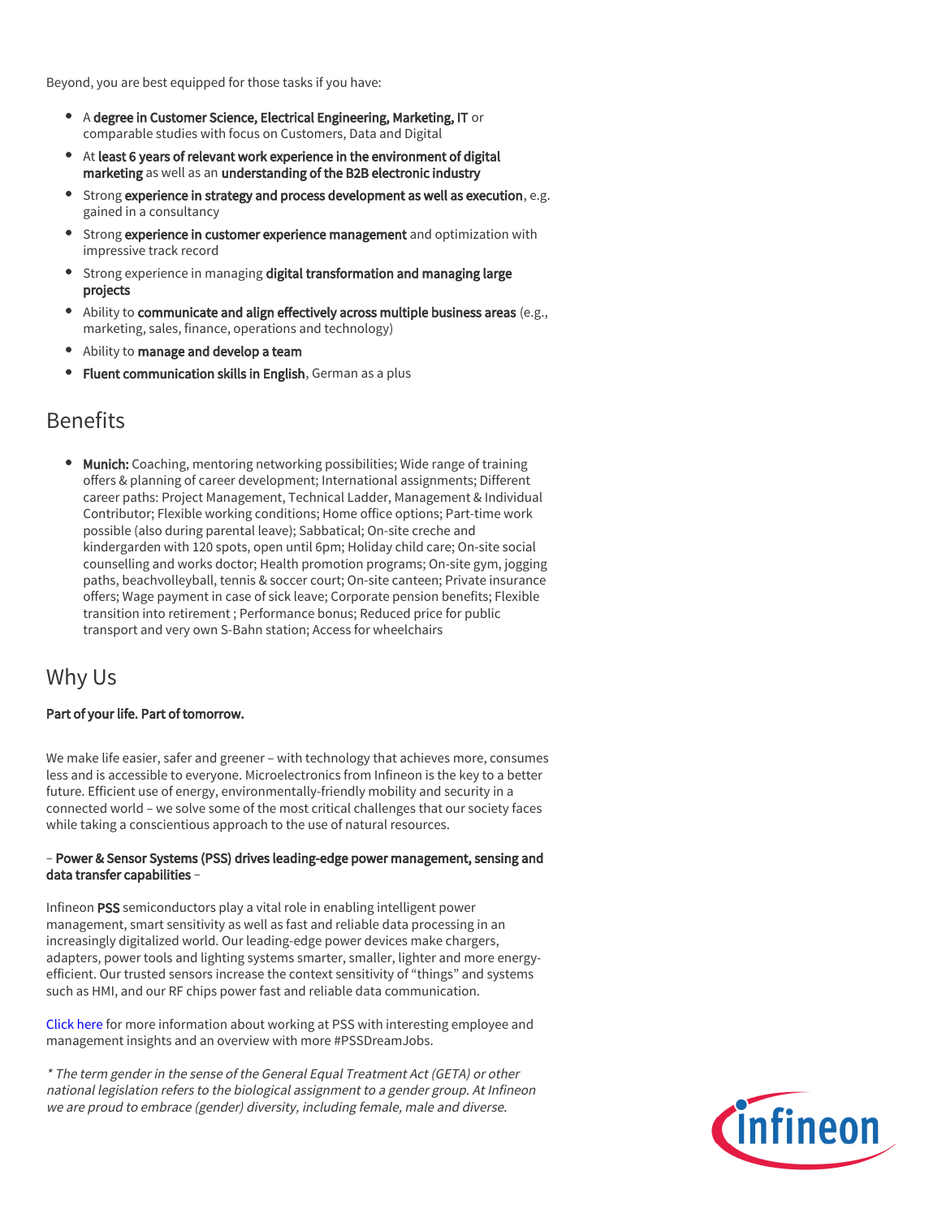Beyond, you are best equipped for those tasks if you have:

- A **degree in Customer Science, Electrical Engineering, Marketing, IT** or comparable studies with focus on Customers, Data and Digital
- At **least 6 years of relevant work experience in the environment of digital marketing** as well as an **understanding of the B2B electronic industry**
- Strong **experience in strategy and process development as well as execution**, e.g. gained in a consultancy
- Strong **experience in customer experience management** and optimization with impressive track record
- Strong experience in managing **digital transformation and managing large projects**
- Ability to **communicate and align effectively across multiple business areas** (e.g., marketing, sales, finance, operations and technology)
- Ability to **manage and develop a team**
- **Fluent communication skills in English**, German as a plus

## Benefits

- **Munich:** Coaching, mentoring networking possibilities; Wide range of training offers & planning of career development; International assignments; Different career paths: Project Management, Technical Ladder, Management & Individual Contributor; Flexible working conditions; Home office options; Part-time work possible (also during parental leave); Sabbatical; On-site creche and kindergarden with 120 spots, open until 6pm; Holiday child care; On-site social counselling and works doctor; Health promotion programs; On-site gym, jogging paths, beachvolleyball, tennis & soccer court; On-site canteen; Private insurance offers; Wage payment in case of sick leave; Corporate pension benefits; Flexible transition into retirement ; Performance bonus; Reduced price for public transport and very own S-Bahn station; Access for wheelchairs

## Why Us

**Part of your life. Part of tomorrow.**

We make life easier, safer and greener – with technology that achieves more, consumes less and is accessible to everyone. Microelectronics from Infineon is the key to a better future. Efficient use of energy, environmentally-friendly mobility and security in a connected world – we solve some of the most critical challenges that our society faces while taking a conscientious approach to the use of natural resources.

– **Power & Sensor Systems (PSS) drives leading-edge power management, sensing and data transfer capabilities** –

Infineon **PSS** semiconductors play a vital role in enabling intelligent power management, smart sensitivity as well as fast and reliable data processing in an increasingly digitalized world. Our leading-edge power devices make chargers, adapters, power tools and lighting systems smarter, smaller, lighter and more energy-efficient. Our trusted sensors increase the context sensitivity of "things" and systems such as HMI, and our RF chips power fast and reliable data communication.

Click here for more information about working at PSS with interesting employee and management insights and an overview with more #PSSDreamJobs.

*\* The term gender in the sense of the General Equal Treatment Act (GETA) or other national legislation refers to the biological assignment to a gender group. At Infineon we are proud to embrace (gender) diversity, including female, male and diverse.*

infineon